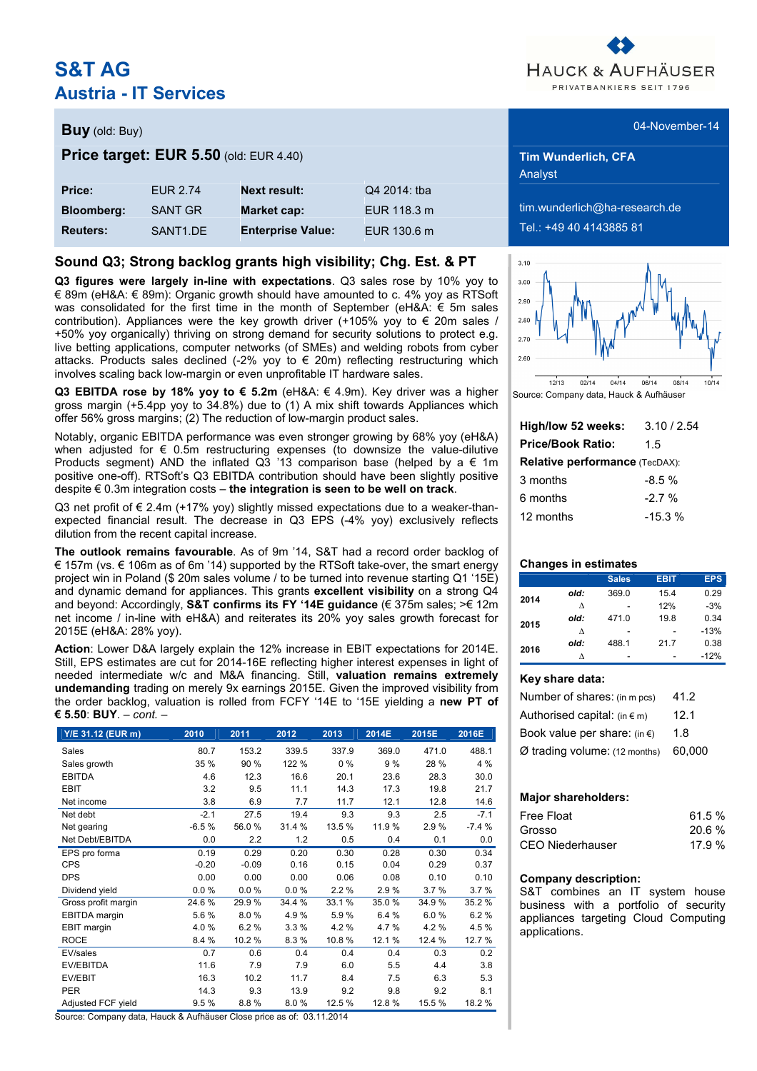# S&T AG

## Austria - IT Services

**Buy** (old: Buy)

**Price target: EUR 5.50** (old: EUR 4.40)

| | | | |
|---|---|---|---|
| **Price:** | EUR 2.74 | **Next result:** | Q4 2014: tba |
| **Bloomberg:** | SANT GR | **Market cap:** | EUR 118.3 m |
| **Reuters:** | SANT1.DE | **Enterprise Value:** | EUR 130.6 m |

04-November-14

**Tim Wunderlich, CFA**
Analyst

tim.wunderlich@ha-research.de
Tel.: +49 40 4143885 81

## Sound Q3; Strong backlog grants high visibility; Chg. Est. & PT

**Q3 figures were largely in-line with expectations**. Q3 sales rose by 10% yoy to € 89m (eH&A: € 89m): Organic growth should have amounted to c. 4% yoy as RTSoft was consolidated for the first time in the month of September (eH&A: € 5m sales contribution). Appliances were the key growth driver (+105% yoy to € 20m sales / +50% yoy organically) thriving on strong demand for security solutions to protect e.g. live betting applications, computer networks (of SMEs) and welding robots from cyber attacks. Products sales declined (-2% yoy to € 20m) reflecting restructuring which involves scaling back low-margin or even unprofitable IT hardware sales.

**Q3 EBITDA rose by 18% yoy to € 5.2m** (eH&A: € 4.9m). Key driver was a higher gross margin (+5.4pp yoy to 34.8%) due to (1) A mix shift towards Appliances which offer 56% gross margins; (2) The reduction of low-margin product sales.

Notably, organic EBITDA performance was even stronger growing by 68% yoy (eH&A) when adjusted for € 0.5m restructuring expenses (to downsize the value-dilutive Products segment) AND the inflated Q3 '13 comparison base (helped by a € 1m positive one-off). RTSoft's Q3 EBITDA contribution should have been slightly positive despite € 0.3m integration costs – **the integration is seen to be well on track**.

Q3 net profit of € 2.4m (+17% yoy) slightly missed expectations due to a weaker-than-expected financial result. The decrease in Q3 EPS (-4% yoy) exclusively reflects dilution from the recent capital increase.

**The outlook remains favourable**. As of 9m '14, S&T had a record order backlog of € 157m (vs. € 106m as of 6m '14) supported by the RTSoft take-over, the smart energy project win in Poland ($ 20m sales volume / to be turned into revenue starting Q1 '15E) and dynamic demand for appliances. This grants **excellent visibility** on a strong Q4 and beyond: Accordingly, **S&T confirms its FY '14E guidance** (€ 375m sales; >€ 12m net income / in-line with eH&A) and reiterates its 20% yoy sales growth forecast for 2015E (eH&A: 28% yoy).

**Action**: Lower D&A largely explain the 12% increase in EBIT expectations for 2014E. Still, EPS estimates are cut for 2014-16E reflecting higher interest expenses in light of needed intermediate w/c and M&A financing. Still, **valuation remains extremely undemanding** trading on merely 9x earnings 2015E. Given the improved visibility from the order backlog, valuation is rolled from FCFY '14E to '15E yielding a **new PT of € 5.50**: **BUY**. *– cont. –*

| Y/E 31.12 (EUR m) | 2010 | 2011 | 2012 | 2013 | 2014E | 2015E | 2016E |
|---|---|---|---|---|---|---|---|
| Sales | 80.7 | 153.2 | 339.5 | 337.9 | 369.0 | 471.0 | 488.1 |
| Sales growth | 35 % | 90 % | 122 % | 0 % | 9 % | 28 % | 4 % |
| EBITDA | 4.6 | 12.3 | 16.6 | 20.1 | 23.6 | 28.3 | 30.0 |
| EBIT | 3.2 | 9.5 | 11.1 | 14.3 | 17.3 | 19.8 | 21.7 |
| Net income | 3.8 | 6.9 | 7.7 | 11.7 | 12.1 | 12.8 | 14.6 |
| Net debt | -2.1 | 27.5 | 19.4 | 9.3 | 9.3 | 2.5 | -7.1 |
| Net gearing | -6.5 % | 56.0 % | 31.4 % | 13.5 % | 11.9 % | 2.9 % | -7.4 % |
| Net Debt/EBITDA | 0.0 | 2.2 | 1.2 | 0.5 | 0.4 | 0.1 | 0.0 |
| EPS pro forma | 0.19 | 0.29 | 0.20 | 0.30 | 0.28 | 0.30 | 0.34 |
| CPS | -0.20 | -0.09 | 0.16 | 0.15 | 0.04 | 0.29 | 0.37 |
| DPS | 0.00 | 0.00 | 0.00 | 0.06 | 0.08 | 0.10 | 0.10 |
| Dividend yield | 0.0 % | 0.0 % | 0.0 % | 2.2 % | 2.9 % | 3.7 % | 3.7 % |
| Gross profit margin | 24.6 % | 29.9 % | 34.4 % | 33.1 % | 35.0 % | 34.9 % | 35.2 % |
| EBITDA margin | 5.6 % | 8.0 % | 4.9 % | 5.9 % | 6.4 % | 6.0 % | 6.2 % |
| EBIT margin | 4.0 % | 6.2 % | 3.3 % | 4.2 % | 4.7 % | 4.2 % | 4.5 % |
| ROCE | 8.4 % | 10.2 % | 8.3 % | 10.8 % | 12.1 % | 12.4 % | 12.7 % |
| EV/sales | 0.7 | 0.6 | 0.4 | 0.4 | 0.4 | 0.3 | 0.2 |
| EV/EBITDA | 11.6 | 7.9 | 7.9 | 6.0 | 5.5 | 4.4 | 3.8 |
| EV/EBIT | 16.3 | 10.2 | 11.7 | 8.4 | 7.5 | 6.3 | 5.3 |
| PER | 14.3 | 9.3 | 13.9 | 9.2 | 9.8 | 9.2 | 8.1 |
| Adjusted FCF yield | 9.5 % | 8.8 % | 8.0 % | 12.5 % | 12.8 % | 15.5 % | 18.2 % |

Source: Company data, Hauck & Aufhäuser Close price as of: 03.11.2014

Source: Company data, Hauck & Aufhäuser

| | |
|---|---|
| **High/low 52 weeks:** | 3.10 / 2.54 |
| **Price/Book Ratio:** | 1.5 |
| **Relative performance** (TecDAX): | |
| 3 months | -8.5 % |
| 6 months | -2.7 % |
| 12 months | -15.3 % |

### Changes in estimates

| | | Sales | EBIT | EPS |
|---|---|---|---|---|
| **2014** | *old:* | 369.0 | 15.4 | 0.29 |
| | Δ | - | 12% | -3% |
| **2015** | *old:* | 471.0 | 19.8 | 0.34 |
| | Δ | - | - | -13% |
| **2016** | *old:* | 488.1 | 21.7 | 0.38 |
| | Δ | - | - | -12% |

### Key share data:

| | |
|---|---|
| Number of shares: (in m pcs) | 41.2 |
| Authorised capital: (in € m) | 12.1 |
| Book value per share: (in €) | 1.8 |
| Ø trading volume: (12 months) | 60,000 |

### Major shareholders:

| | |
|---|---|
| Free Float | 61.5 % |
| Grosso | 20.6 % |
| CEO Niederhauser | 17.9 % |

### Company description:

S&T combines an IT system house business with a portfolio of security appliances targeting Cloud Computing applications.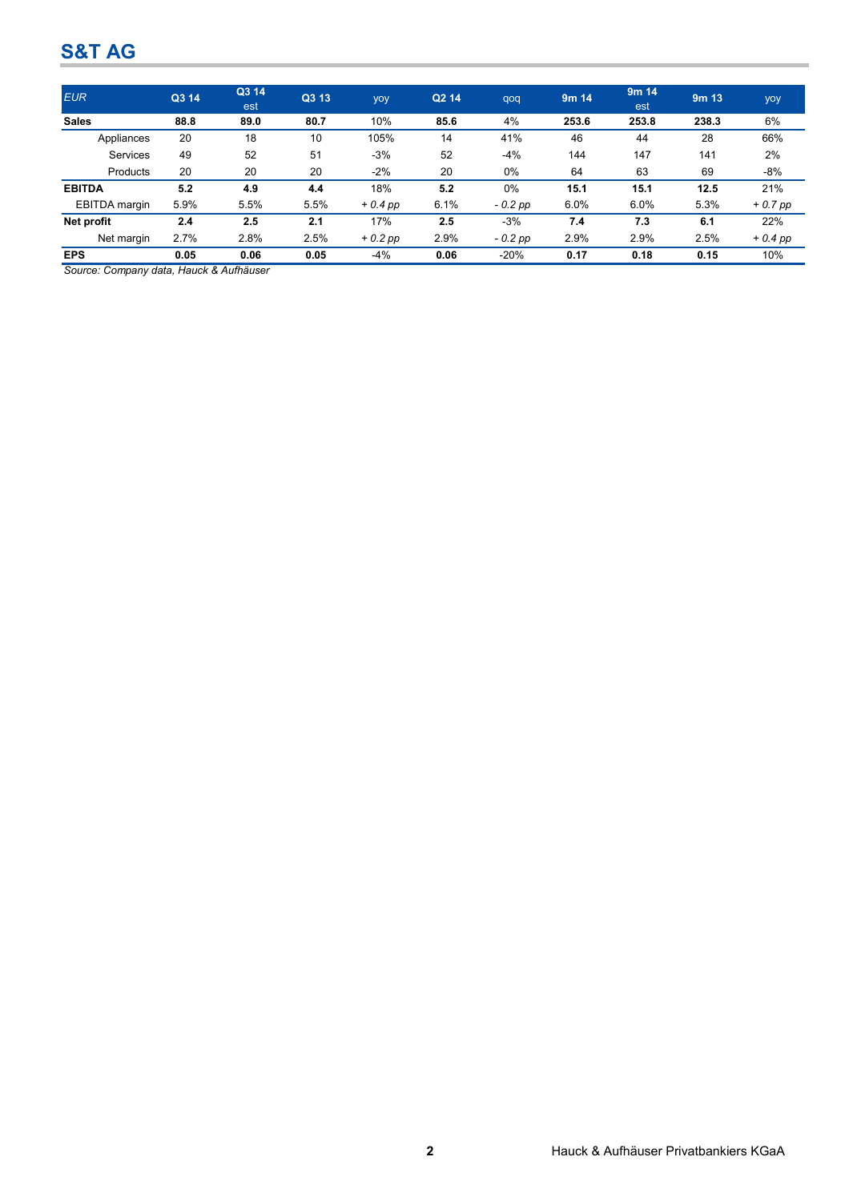## S&T AG

| *EUR* | **Q3 14** | **Q3 14 est** | **Q3 13** | yoy | **Q2 14** | qoq | **9m 14** | **9m 14 est** | **9m 13** | yoy |
|---|---|---|---|---|---|---|---|---|---|---|
| **Sales** | **88.8** | **89.0** | **80.7** | 10% | **85.6** | 4% | **253.6** | **253.8** | **238.3** | 6% |
| Appliances | 20 | 18 | 10 | 105% | 14 | 41% | 46 | 44 | 28 | 66% |
| Services | 49 | 52 | 51 | -3% | 52 | -4% | 144 | 147 | 141 | 2% |
| Products | 20 | 20 | 20 | -2% | 20 | 0% | 64 | 63 | 69 | -8% |
| **EBITDA** | **5.2** | **4.9** | **4.4** | 18% | **5.2** | 0% | **15.1** | **15.1** | **12.5** | 21% |
| EBITDA margin | 5.9% | 5.5% | 5.5% | *+ 0.4 pp* | 6.1% | *- 0.2 pp* | 6.0% | 6.0% | 5.3% | *+ 0.7 pp* |
| **Net profit** | **2.4** | **2.5** | **2.1** | 17% | **2.5** | -3% | **7.4** | **7.3** | **6.1** | 22% |
| Net margin | 2.7% | 2.8% | 2.5% | *+ 0.2 pp* | 2.9% | *- 0.2 pp* | 2.9% | 2.9% | 2.5% | *+ 0.4 pp* |
| **EPS** | **0.05** | **0.06** | **0.05** | -4% | **0.06** | -20% | **0.17** | **0.18** | **0.15** | 10% |

*Source: Company data, Hauck & Aufhäuser*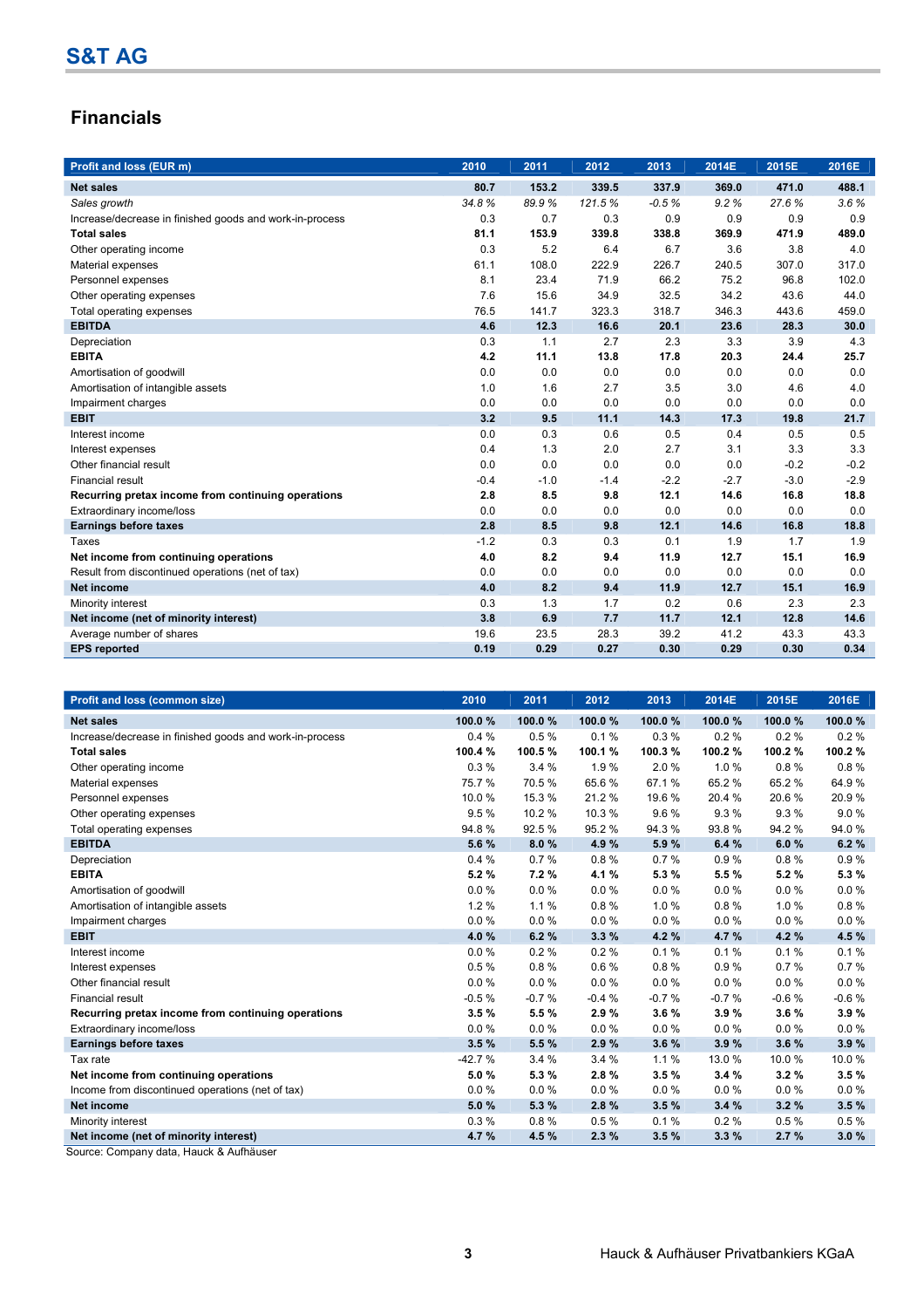# S&T AG

## Financials

| Profit and loss (EUR m) | 2010 | 2011 | 2012 | 2013 | 2014E | 2015E | 2016E |
|---|---|---|---|---|---|---|---|
| **Net sales** | **80.7** | **153.2** | **339.5** | **337.9** | **369.0** | **471.0** | **488.1** |
| *Sales growth* | *34.8 %* | *89.9 %* | *121.5 %* | *-0.5 %* | *9.2 %* | *27.6 %* | *3.6 %* |
| Increase/decrease in finished goods and work-in-process | 0.3 | 0.7 | 0.3 | 0.9 | 0.9 | 0.9 | 0.9 |
| **Total sales** | **81.1** | **153.9** | **339.8** | **338.8** | **369.9** | **471.9** | **489.0** |
| Other operating income | 0.3 | 5.2 | 6.4 | 6.7 | 3.6 | 3.8 | 4.0 |
| Material expenses | 61.1 | 108.0 | 222.9 | 226.7 | 240.5 | 307.0 | 317.0 |
| Personnel expenses | 8.1 | 23.4 | 71.9 | 66.2 | 75.2 | 96.8 | 102.0 |
| Other operating expenses | 7.6 | 15.6 | 34.9 | 32.5 | 34.2 | 43.6 | 44.0 |
| Total operating expenses | 76.5 | 141.7 | 323.3 | 318.7 | 346.3 | 443.6 | 459.0 |
| **EBITDA** | **4.6** | **12.3** | **16.6** | **20.1** | **23.6** | **28.3** | **30.0** |
| Depreciation | 0.3 | 1.1 | 2.7 | 2.3 | 3.3 | 3.9 | 4.3 |
| **EBITA** | **4.2** | **11.1** | **13.8** | **17.8** | **20.3** | **24.4** | **25.7** |
| Amortisation of goodwill | 0.0 | 0.0 | 0.0 | 0.0 | 0.0 | 0.0 | 0.0 |
| Amortisation of intangible assets | 1.0 | 1.6 | 2.7 | 3.5 | 3.0 | 4.6 | 4.0 |
| Impairment charges | 0.0 | 0.0 | 0.0 | 0.0 | 0.0 | 0.0 | 0.0 |
| **EBIT** | **3.2** | **9.5** | **11.1** | **14.3** | **17.3** | **19.8** | **21.7** |
| Interest income | 0.0 | 0.3 | 0.6 | 0.5 | 0.4 | 0.5 | 0.5 |
| Interest expenses | 0.4 | 1.3 | 2.0 | 2.7 | 3.1 | 3.3 | 3.3 |
| Other financial result | 0.0 | 0.0 | 0.0 | 0.0 | 0.0 | -0.2 | -0.2 |
| Financial result | -0.4 | -1.0 | -1.4 | -2.2 | -2.7 | -3.0 | -2.9 |
| **Recurring pretax income from continuing operations** | **2.8** | **8.5** | **9.8** | **12.1** | **14.6** | **16.8** | **18.8** |
| Extraordinary income/loss | 0.0 | 0.0 | 0.0 | 0.0 | 0.0 | 0.0 | 0.0 |
| **Earnings before taxes** | **2.8** | **8.5** | **9.8** | **12.1** | **14.6** | **16.8** | **18.8** |
| Taxes | -1.2 | 0.3 | 0.3 | 0.1 | 1.9 | 1.7 | 1.9 |
| **Net income from continuing operations** | **4.0** | **8.2** | **9.4** | **11.9** | **12.7** | **15.1** | **16.9** |
| Result from discontinued operations (net of tax) | 0.0 | 0.0 | 0.0 | 0.0 | 0.0 | 0.0 | 0.0 |
| **Net income** | **4.0** | **8.2** | **9.4** | **11.9** | **12.7** | **15.1** | **16.9** |
| Minority interest | 0.3 | 1.3 | 1.7 | 0.2 | 0.6 | 2.3 | 2.3 |
| **Net income (net of minority interest)** | **3.8** | **6.9** | **7.7** | **11.7** | **12.1** | **12.8** | **14.6** |
| Average number of shares | 19.6 | 23.5 | 28.3 | 39.2 | 41.2 | 43.3 | 43.3 |
| **EPS reported** | **0.19** | **0.29** | **0.27** | **0.30** | **0.29** | **0.30** | **0.34** |

| Profit and loss (common size) | 2010 | 2011 | 2012 | 2013 | 2014E | 2015E | 2016E |
|---|---|---|---|---|---|---|---|
| **Net sales** | **100.0 %** | **100.0 %** | **100.0 %** | **100.0 %** | **100.0 %** | **100.0 %** | **100.0 %** |
| Increase/decrease in finished goods and work-in-process | 0.4 % | 0.5 % | 0.1 % | 0.3 % | 0.2 % | 0.2 % | 0.2 % |
| **Total sales** | **100.4 %** | **100.5 %** | **100.1 %** | **100.3 %** | **100.2 %** | **100.2 %** | **100.2 %** |
| Other operating income | 0.3 % | 3.4 % | 1.9 % | 2.0 % | 1.0 % | 0.8 % | 0.8 % |
| Material expenses | 75.7 % | 70.5 % | 65.6 % | 67.1 % | 65.2 % | 65.2 % | 64.9 % |
| Personnel expenses | 10.0 % | 15.3 % | 21.2 % | 19.6 % | 20.4 % | 20.6 % | 20.9 % |
| Other operating expenses | 9.5 % | 10.2 % | 10.3 % | 9.6 % | 9.3 % | 9.3 % | 9.0 % |
| Total operating expenses | 94.8 % | 92.5 % | 95.2 % | 94.3 % | 93.8 % | 94.2 % | 94.0 % |
| **EBITDA** | **5.6 %** | **8.0 %** | **4.9 %** | **5.9 %** | **6.4 %** | **6.0 %** | **6.2 %** |
| Depreciation | 0.4 % | 0.7 % | 0.8 % | 0.7 % | 0.9 % | 0.8 % | 0.9 % |
| **EBITA** | **5.2 %** | **7.2 %** | **4.1 %** | **5.3 %** | **5.5 %** | **5.2 %** | **5.3 %** |
| Amortisation of goodwill | 0.0 % | 0.0 % | 0.0 % | 0.0 % | 0.0 % | 0.0 % | 0.0 % |
| Amortisation of intangible assets | 1.2 % | 1.1 % | 0.8 % | 1.0 % | 0.8 % | 1.0 % | 0.8 % |
| Impairment charges | 0.0 % | 0.0 % | 0.0 % | 0.0 % | 0.0 % | 0.0 % | 0.0 % |
| **EBIT** | **4.0 %** | **6.2 %** | **3.3 %** | **4.2 %** | **4.7 %** | **4.2 %** | **4.5 %** |
| Interest income | 0.0 % | 0.2 % | 0.2 % | 0.1 % | 0.1 % | 0.1 % | 0.1 % |
| Interest expenses | 0.5 % | 0.8 % | 0.6 % | 0.8 % | 0.9 % | 0.7 % | 0.7 % |
| Other financial result | 0.0 % | 0.0 % | 0.0 % | 0.0 % | 0.0 % | 0.0 % | 0.0 % |
| Financial result | -0.5 % | -0.7 % | -0.4 % | -0.7 % | -0.7 % | -0.6 % | -0.6 % |
| **Recurring pretax income from continuing operations** | **3.5 %** | **5.5 %** | **2.9 %** | **3.6 %** | **3.9 %** | **3.6 %** | **3.9 %** |
| Extraordinary income/loss | 0.0 % | 0.0 % | 0.0 % | 0.0 % | 0.0 % | 0.0 % | 0.0 % |
| **Earnings before taxes** | **3.5 %** | **5.5 %** | **2.9 %** | **3.6 %** | **3.9 %** | **3.6 %** | **3.9 %** |
| Tax rate | -42.7 % | 3.4 % | 3.4 % | 1.1 % | 13.0 % | 10.0 % | 10.0 % |
| **Net income from continuing operations** | **5.0 %** | **5.3 %** | **2.8 %** | **3.5 %** | **3.4 %** | **3.2 %** | **3.5 %** |
| Income from discontinued operations (net of tax) | 0.0 % | 0.0 % | 0.0 % | 0.0 % | 0.0 % | 0.0 % | 0.0 % |
| **Net income** | **5.0 %** | **5.3 %** | **2.8 %** | **3.5 %** | **3.4 %** | **3.2 %** | **3.5 %** |
| Minority interest | 0.3 % | 0.8 % | 0.5 % | 0.1 % | 0.2 % | 0.5 % | 0.5 % |
| **Net income (net of minority interest)** | **4.7 %** | **4.5 %** | **2.3 %** | **3.5 %** | **3.3 %** | **2.7 %** | **3.0 %** |

Source: Company data, Hauck & Aufhäuser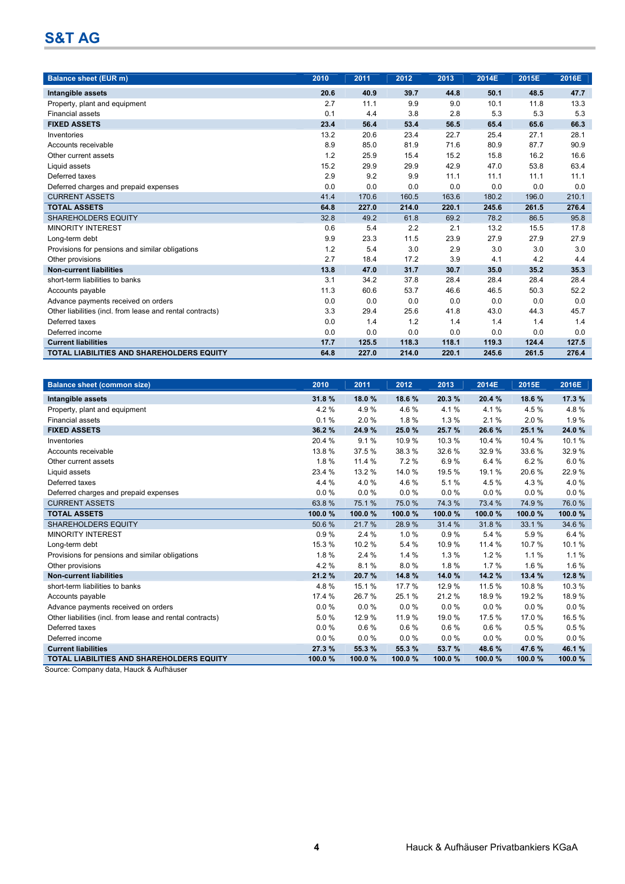# S&T AG

| Balance sheet (EUR m) | 2010 | 2011 | 2012 | 2013 | 2014E | 2015E | 2016E |
|---|---|---|---|---|---|---|---|
| **Intangible assets** | **20.6** | **40.9** | **39.7** | **44.8** | **50.1** | **48.5** | **47.7** |
| Property, plant and equipment | 2.7 | 11.1 | 9.9 | 9.0 | 10.1 | 11.8 | 13.3 |
| Financial assets | 0.1 | 4.4 | 3.8 | 2.8 | 5.3 | 5.3 | 5.3 |
| **FIXED ASSETS** | **23.4** | **56.4** | **53.4** | **56.5** | **65.4** | **65.6** | **66.3** |
| Inventories | 13.2 | 20.6 | 23.4 | 22.7 | 25.4 | 27.1 | 28.1 |
| Accounts receivable | 8.9 | 85.0 | 81.9 | 71.6 | 80.9 | 87.7 | 90.9 |
| Other current assets | 1.2 | 25.9 | 15.4 | 15.2 | 15.8 | 16.2 | 16.6 |
| Liquid assets | 15.2 | 29.9 | 29.9 | 42.9 | 47.0 | 53.8 | 63.4 |
| Deferred taxes | 2.9 | 9.2 | 9.9 | 11.1 | 11.1 | 11.1 | 11.1 |
| Deferred charges and prepaid expenses | 0.0 | 0.0 | 0.0 | 0.0 | 0.0 | 0.0 | 0.0 |
| CURRENT ASSETS | 41.4 | 170.6 | 160.5 | 163.6 | 180.2 | 196.0 | 210.1 |
| **TOTAL ASSETS** | **64.8** | **227.0** | **214.0** | **220.1** | **245.6** | **261.5** | **276.4** |
| SHAREHOLDERS EQUITY | 32.8 | 49.2 | 61.8 | 69.2 | 78.2 | 86.5 | 95.8 |
| MINORITY INTEREST | 0.6 | 5.4 | 2.2 | 2.1 | 13.2 | 15.5 | 17.8 |
| Long-term debt | 9.9 | 23.3 | 11.5 | 23.9 | 27.9 | 27.9 | 27.9 |
| Provisions for pensions and similar obligations | 1.2 | 5.4 | 3.0 | 2.9 | 3.0 | 3.0 | 3.0 |
| Other provisions | 2.7 | 18.4 | 17.2 | 3.9 | 4.1 | 4.2 | 4.4 |
| **Non-current liabilities** | **13.8** | **47.0** | **31.7** | **30.7** | **35.0** | **35.2** | **35.3** |
| short-term liabilities to banks | 3.1 | 34.2 | 37.8 | 28.4 | 28.4 | 28.4 | 28.4 |
| Accounts payable | 11.3 | 60.6 | 53.7 | 46.6 | 46.5 | 50.3 | 52.2 |
| Advance payments received on orders | 0.0 | 0.0 | 0.0 | 0.0 | 0.0 | 0.0 | 0.0 |
| Other liabilities (incl. from lease and rental contracts) | 3.3 | 29.4 | 25.6 | 41.8 | 43.0 | 44.3 | 45.7 |
| Deferred taxes | 0.0 | 1.4 | 1.2 | 1.4 | 1.4 | 1.4 | 1.4 |
| Deferred income | 0.0 | 0.0 | 0.0 | 0.0 | 0.0 | 0.0 | 0.0 |
| **Current liabilities** | **17.7** | **125.5** | **118.3** | **118.1** | **119.3** | **124.4** | **127.5** |
| **TOTAL LIABILITIES AND SHAREHOLDERS EQUITY** | **64.8** | **227.0** | **214.0** | **220.1** | **245.6** | **261.5** | **276.4** |

| Balance sheet (common size) | 2010 | 2011 | 2012 | 2013 | 2014E | 2015E | 2016E |
|---|---|---|---|---|---|---|---|
| **Intangible assets** | **31.8 %** | **18.0 %** | **18.6 %** | **20.3 %** | **20.4 %** | **18.6 %** | **17.3 %** |
| Property, plant and equipment | 4.2 % | 4.9 % | 4.6 % | 4.1 % | 4.1 % | 4.5 % | 4.8 % |
| Financial assets | 0.1 % | 2.0 % | 1.8 % | 1.3 % | 2.1 % | 2.0 % | 1.9 % |
| **FIXED ASSETS** | **36.2 %** | **24.9 %** | **25.0 %** | **25.7 %** | **26.6 %** | **25.1 %** | **24.0 %** |
| Inventories | 20.4 % | 9.1 % | 10.9 % | 10.3 % | 10.4 % | 10.4 % | 10.1 % |
| Accounts receivable | 13.8 % | 37.5 % | 38.3 % | 32.6 % | 32.9 % | 33.6 % | 32.9 % |
| Other current assets | 1.8 % | 11.4 % | 7.2 % | 6.9 % | 6.4 % | 6.2 % | 6.0 % |
| Liquid assets | 23.4 % | 13.2 % | 14.0 % | 19.5 % | 19.1 % | 20.6 % | 22.9 % |
| Deferred taxes | 4.4 % | 4.0 % | 4.6 % | 5.1 % | 4.5 % | 4.3 % | 4.0 % |
| Deferred charges and prepaid expenses | 0.0 % | 0.0 % | 0.0 % | 0.0 % | 0.0 % | 0.0 % | 0.0 % |
| CURRENT ASSETS | 63.8 % | 75.1 % | 75.0 % | 74.3 % | 73.4 % | 74.9 % | 76.0 % |
| **TOTAL ASSETS** | **100.0 %** | **100.0 %** | **100.0 %** | **100.0 %** | **100.0 %** | **100.0 %** | **100.0 %** |
| SHAREHOLDERS EQUITY | 50.6 % | 21.7 % | 28.9 % | 31.4 % | 31.8 % | 33.1 % | 34.6 % |
| MINORITY INTEREST | 0.9 % | 2.4 % | 1.0 % | 0.9 % | 5.4 % | 5.9 % | 6.4 % |
| Long-term debt | 15.3 % | 10.2 % | 5.4 % | 10.9 % | 11.4 % | 10.7 % | 10.1 % |
| Provisions for pensions and similar obligations | 1.8 % | 2.4 % | 1.4 % | 1.3 % | 1.2 % | 1.1 % | 1.1 % |
| Other provisions | 4.2 % | 8.1 % | 8.0 % | 1.8 % | 1.7 % | 1.6 % | 1.6 % |
| **Non-current liabilities** | **21.2 %** | **20.7 %** | **14.8 %** | **14.0 %** | **14.2 %** | **13.4 %** | **12.8 %** |
| short-term liabilities to banks | 4.8 % | 15.1 % | 17.7 % | 12.9 % | 11.5 % | 10.8 % | 10.3 % |
| Accounts payable | 17.4 % | 26.7 % | 25.1 % | 21.2 % | 18.9 % | 19.2 % | 18.9 % |
| Advance payments received on orders | 0.0 % | 0.0 % | 0.0 % | 0.0 % | 0.0 % | 0.0 % | 0.0 % |
| Other liabilities (incl. from lease and rental contracts) | 5.0 % | 12.9 % | 11.9 % | 19.0 % | 17.5 % | 17.0 % | 16.5 % |
| Deferred taxes | 0.0 % | 0.6 % | 0.6 % | 0.6 % | 0.6 % | 0.5 % | 0.5 % |
| Deferred income | 0.0 % | 0.0 % | 0.0 % | 0.0 % | 0.0 % | 0.0 % | 0.0 % |
| **Current liabilities** | **27.3 %** | **55.3 %** | **55.3 %** | **53.7 %** | **48.6 %** | **47.6 %** | **46.1 %** |
| **TOTAL LIABILITIES AND SHAREHOLDERS EQUITY** | **100.0 %** | **100.0 %** | **100.0 %** | **100.0 %** | **100.0 %** | **100.0 %** | **100.0 %** |

Source: Company data, Hauck & Aufhäuser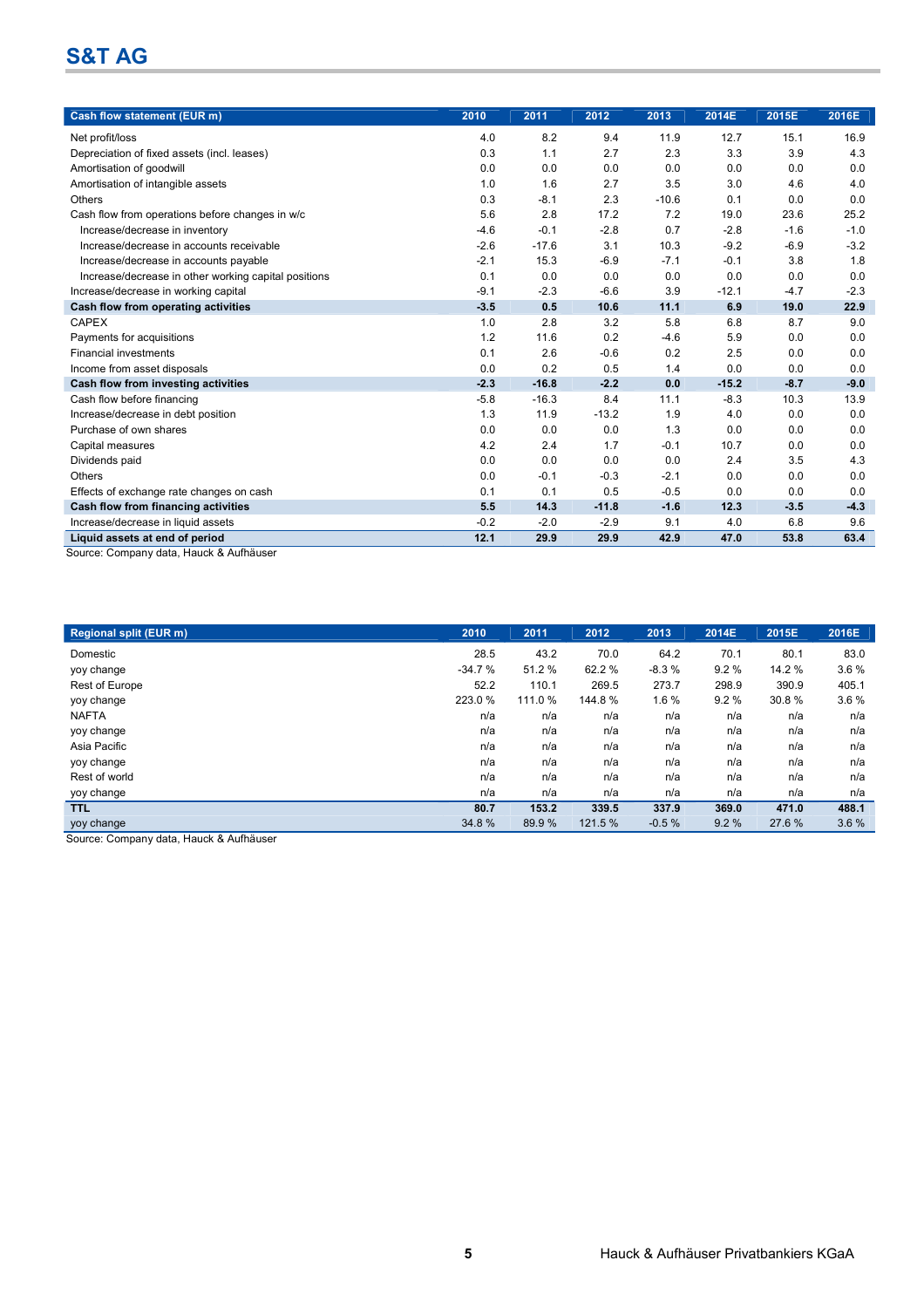## S&T AG

| Cash flow statement (EUR m) | 2010 | 2011 | 2012 | 2013 | 2014E | 2015E | 2016E |
|---|---|---|---|---|---|---|---|
| Net profit/loss | 4.0 | 8.2 | 9.4 | 11.9 | 12.7 | 15.1 | 16.9 |
| Depreciation of fixed assets (incl. leases) | 0.3 | 1.1 | 2.7 | 2.3 | 3.3 | 3.9 | 4.3 |
| Amortisation of goodwill | 0.0 | 0.0 | 0.0 | 0.0 | 0.0 | 0.0 | 0.0 |
| Amortisation of intangible assets | 1.0 | 1.6 | 2.7 | 3.5 | 3.0 | 4.6 | 4.0 |
| Others | 0.3 | -8.1 | 2.3 | -10.6 | 0.1 | 0.0 | 0.0 |
| Cash flow from operations before changes in w/c | 5.6 | 2.8 | 17.2 | 7.2 | 19.0 | 23.6 | 25.2 |
| Increase/decrease in inventory | -4.6 | -0.1 | -2.8 | 0.7 | -2.8 | -1.6 | -1.0 |
| Increase/decrease in accounts receivable | -2.6 | -17.6 | 3.1 | 10.3 | -9.2 | -6.9 | -3.2 |
| Increase/decrease in accounts payable | -2.1 | 15.3 | -6.9 | -7.1 | -0.1 | 3.8 | 1.8 |
| Increase/decrease in other working capital positions | 0.1 | 0.0 | 0.0 | 0.0 | 0.0 | 0.0 | 0.0 |
| Increase/decrease in working capital | -9.1 | -2.3 | -6.6 | 3.9 | -12.1 | -4.7 | -2.3 |
| **Cash flow from operating activities** | **-3.5** | **0.5** | **10.6** | **11.1** | **6.9** | **19.0** | **22.9** |
| CAPEX | 1.0 | 2.8 | 3.2 | 5.8 | 6.8 | 8.7 | 9.0 |
| Payments for acquisitions | 1.2 | 11.6 | 0.2 | -4.6 | 5.9 | 0.0 | 0.0 |
| Financial investments | 0.1 | 2.6 | -0.6 | 0.2 | 2.5 | 0.0 | 0.0 |
| Income from asset disposals | 0.0 | 0.2 | 0.5 | 1.4 | 0.0 | 0.0 | 0.0 |
| **Cash flow from investing activities** | **-2.3** | **-16.8** | **-2.2** | **0.0** | **-15.2** | **-8.7** | **-9.0** |
| Cash flow before financing | -5.8 | -16.3 | 8.4 | 11.1 | -8.3 | 10.3 | 13.9 |
| Increase/decrease in debt position | 1.3 | 11.9 | -13.2 | 1.9 | 4.0 | 0.0 | 0.0 |
| Purchase of own shares | 0.0 | 0.0 | 0.0 | 1.3 | 0.0 | 0.0 | 0.0 |
| Capital measures | 4.2 | 2.4 | 1.7 | -0.1 | 10.7 | 0.0 | 0.0 |
| Dividends paid | 0.0 | 0.0 | 0.0 | 0.0 | 2.4 | 3.5 | 4.3 |
| Others | 0.0 | -0.1 | -0.3 | -2.1 | 0.0 | 0.0 | 0.0 |
| Effects of exchange rate changes on cash | 0.1 | 0.1 | 0.5 | -0.5 | 0.0 | 0.0 | 0.0 |
| **Cash flow from financing activities** | **5.5** | **14.3** | **-11.8** | **-1.6** | **12.3** | **-3.5** | **-4.3** |
| Increase/decrease in liquid assets | -0.2 | -2.0 | -2.9 | 9.1 | 4.0 | 6.8 | 9.6 |
| **Liquid assets at end of period** | **12.1** | **29.9** | **29.9** | **42.9** | **47.0** | **53.8** | **63.4** |

Source: Company data, Hauck & Aufhäuser

| Regional split (EUR m) | 2010 | 2011 | 2012 | 2013 | 2014E | 2015E | 2016E |
|---|---|---|---|---|---|---|---|
| Domestic | 28.5 | 43.2 | 70.0 | 64.2 | 70.1 | 80.1 | 83.0 |
| yoy change | -34.7 % | 51.2 % | 62.2 % | -8.3 % | 9.2 % | 14.2 % | 3.6 % |
| Rest of Europe | 52.2 | 110.1 | 269.5 | 273.7 | 298.9 | 390.9 | 405.1 |
| yoy change | 223.0 % | 111.0 % | 144.8 % | 1.6 % | 9.2 % | 30.8 % | 3.6 % |
| NAFTA | n/a | n/a | n/a | n/a | n/a | n/a | n/a |
| yoy change | n/a | n/a | n/a | n/a | n/a | n/a | n/a |
| Asia Pacific | n/a | n/a | n/a | n/a | n/a | n/a | n/a |
| yoy change | n/a | n/a | n/a | n/a | n/a | n/a | n/a |
| Rest of world | n/a | n/a | n/a | n/a | n/a | n/a | n/a |
| yoy change | n/a | n/a | n/a | n/a | n/a | n/a | n/a |
| **TTL** | **80.7** | **153.2** | **339.5** | **337.9** | **369.0** | **471.0** | **488.1** |
| yoy change | 34.8 % | 89.9 % | 121.5 % | -0.5 % | 9.2 % | 27.6 % | 3.6 % |

Source: Company data, Hauck & Aufhäuser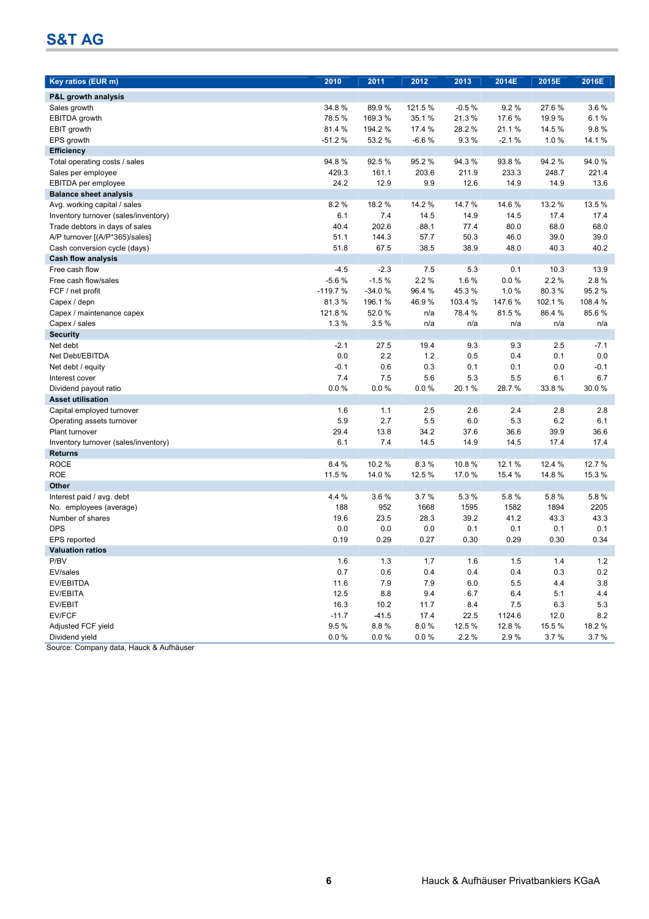# S&T AG

| Key ratios (EUR m) | 2010 | 2011 | 2012 | 2013 | 2014E | 2015E | 2016E |
|---|---|---|---|---|---|---|---|
| **P&L growth analysis** | | | | | | | |
| Sales growth | 34.8 % | 89.9 % | 121.5 % | -0.5 % | 9.2 % | 27.6 % | 3.6 % |
| EBITDA growth | 78.5 % | 169.3 % | 35.1 % | 21.3 % | 17.6 % | 19.9 % | 6.1 % |
| EBIT growth | 81.4 % | 194.2 % | 17.4 % | 28.2 % | 21.1 % | 14.5 % | 9.8 % |
| EPS growth | -51.2 % | 53.2 % | -6.6 % | 9.3 % | -2.1 % | 1.0 % | 14.1 % |
| **Efficiency** | | | | | | | |
| Total operating costs / sales | 94.8 % | 92.5 % | 95.2 % | 94.3 % | 93.8 % | 94.2 % | 94.0 % |
| Sales per employee | 429.3 | 161.1 | 203.6 | 211.9 | 233.3 | 248.7 | 221.4 |
| EBITDA per employee | 24.2 | 12.9 | 9.9 | 12.6 | 14.9 | 14.9 | 13.6 |
| **Balance sheet analysis** | | | | | | | |
| Avg. working capital / sales | 8.2 % | 18.2 % | 14.2 % | 14.7 % | 14.6 % | 13.2 % | 13.5 % |
| Inventory turnover (sales/inventory) | 6.1 | 7.4 | 14.5 | 14.9 | 14.5 | 17.4 | 17.4 |
| Trade debtors in days of sales | 40.4 | 202.6 | 88.1 | 77.4 | 80.0 | 68.0 | 68.0 |
| A/P turnover [(A/P*365)/sales] | 51.1 | 144.3 | 57.7 | 50.3 | 46.0 | 39.0 | 39.0 |
| Cash conversion cycle (days) | 51.8 | 67.5 | 38.5 | 38.9 | 48.0 | 40.3 | 40.2 |
| **Cash flow analysis** | | | | | | | |
| Free cash flow | -4.5 | -2.3 | 7.5 | 5.3 | 0.1 | 10.3 | 13.9 |
| Free cash flow/sales | -5.6 % | -1.5 % | 2.2 % | 1.6 % | 0.0 % | 2.2 % | 2.8 % |
| FCF / net profit | -119.7 % | -34.0 % | 96.4 % | 45.3 % | 1.0 % | 80.3 % | 95.2 % |
| Capex / depn | 81.3 % | 196.1 % | 46.9 % | 103.4 % | 147.6 % | 102.1 % | 108.4 % |
| Capex / maintenance capex | 121.8 % | 52.0 % | n/a | 78.4 % | 81.5 % | 86.4 % | 85.6 % |
| Capex / sales | 1.3 % | 3.5 % | n/a | n/a | n/a | n/a | n/a |
| **Security** | | | | | | | |
| Net debt | -2.1 | 27.5 | 19.4 | 9.3 | 9.3 | 2.5 | -7.1 |
| Net Debt/EBITDA | 0.0 | 2.2 | 1.2 | 0.5 | 0.4 | 0.1 | 0.0 |
| Net debt / equity | -0.1 | 0.6 | 0.3 | 0.1 | 0.1 | 0.0 | -0.1 |
| Interest cover | 7.4 | 7.5 | 5.6 | 5.3 | 5.5 | 6.1 | 6.7 |
| Dividend payout ratio | 0.0 % | 0.0 % | 0.0 % | 20.1 % | 28.7 % | 33.8 % | 30.0 % |
| **Asset utilisation** | | | | | | | |
| Capital employed turnover | 1.6 | 1.1 | 2.5 | 2.6 | 2.4 | 2.8 | 2.8 |
| Operating assets turnover | 5.9 | 2.7 | 5.5 | 6.0 | 5.3 | 6.2 | 6.1 |
| Plant turnover | 29.4 | 13.8 | 34.2 | 37.6 | 36.6 | 39.9 | 36.6 |
| Inventory turnover (sales/inventory) | 6.1 | 7.4 | 14.5 | 14.9 | 14.5 | 17.4 | 17.4 |
| **Returns** | | | | | | | |
| ROCE | 8.4 % | 10.2 % | 8.3 % | 10.8 % | 12.1 % | 12.4 % | 12.7 % |
| ROE | 11.5 % | 14.0 % | 12.5 % | 17.0 % | 15.4 % | 14.8 % | 15.3 % |
| **Other** | | | | | | | |
| Interest paid / avg. debt | 4.4 % | 3.6 % | 3.7 % | 5.3 % | 5.8 % | 5.8 % | 5.8 % |
| No. employees (average) | 188 | 952 | 1668 | 1595 | 1582 | 1894 | 2205 |
| Number of shares | 19.6 | 23.5 | 28.3 | 39.2 | 41.2 | 43.3 | 43.3 |
| DPS | 0.0 | 0.0 | 0.0 | 0.1 | 0.1 | 0.1 | 0.1 |
| EPS reported | 0.19 | 0.29 | 0.27 | 0.30 | 0.29 | 0.30 | 0.34 |
| **Valuation ratios** | | | | | | | |
| P/BV | 1.6 | 1.3 | 1.7 | 1.6 | 1.5 | 1.4 | 1.2 |
| EV/sales | 0.7 | 0.6 | 0.4 | 0.4 | 0.4 | 0.3 | 0.2 |
| EV/EBITDA | 11.6 | 7.9 | 7.9 | 6.0 | 5.5 | 4.4 | 3.8 |
| EV/EBITA | 12.5 | 8.8 | 9.4 | 6.7 | 6.4 | 5.1 | 4.4 |
| EV/EBIT | 16.3 | 10.2 | 11.7 | 8.4 | 7.5 | 6.3 | 5.3 |
| EV/FCF | -11.7 | -41.5 | 17.4 | 22.5 | 1124.6 | 12.0 | 8.2 |
| Adjusted FCF yield | 9.5 % | 8.8 % | 8.0 % | 12.5 % | 12.8 % | 15.5 % | 18.2 % |
| Dividend yield | 0.0 % | 0.0 % | 0.0 % | 2.2 % | 2.9 % | 3.7 % | 3.7 % |

Source: Company data, Hauck & Aufhäuser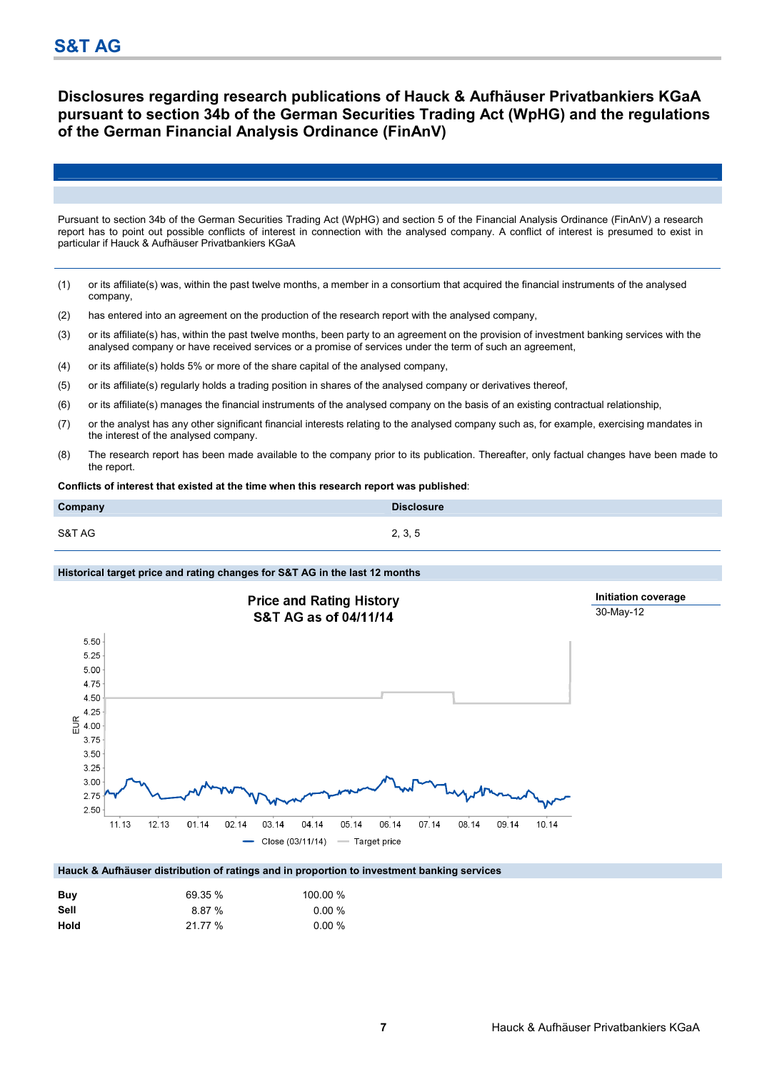# S&T AG

## Disclosures regarding research publications of Hauck & Aufhäuser Privatbankiers KGaA pursuant to section 34b of the German Securities Trading Act (WpHG) and the regulations of the German Financial Analysis Ordinance (FinAnV)

Pursuant to section 34b of the German Securities Trading Act (WpHG) and section 5 of the Financial Analysis Ordinance (FinAnV) a research report has to point out possible conflicts of interest in connection with the analysed company. A conflict of interest is presumed to exist in particular if Hauck & Aufhäuser Privatbankiers KGaA

(1) or its affiliate(s) was, within the past twelve months, a member in a consortium that acquired the financial instruments of the analysed company,

(2) has entered into an agreement on the production of the research report with the analysed company,

(3) or its affiliate(s) has, within the past twelve months, been party to an agreement on the provision of investment banking services with the analysed company or have received services or a promise of services under the term of such an agreement,

(4) or its affiliate(s) holds 5% or more of the share capital of the analysed company,

(5) or its affiliate(s) regularly holds a trading position in shares of the analysed company or derivatives thereof,

(6) or its affiliate(s) manages the financial instruments of the analysed company on the basis of an existing contractual relationship,

(7) or the analyst has any other significant financial interests relating to the analysed company such as, for example, exercising mandates in the interest of the analysed company.

(8) The research report has been made available to the company prior to its publication. Thereafter, only factual changes have been made to the report.

**Conflicts of interest that existed at the time when this research report was published**:

| Company | Disclosure |
|---|---|
| S&T AG | 2, 3, 5 |

**Historical target price and rating changes for S&T AG in the last 12 months**

Price and Rating History
S&T AG as of 04/11/14

| Initiation coverage |
|---|
| 30-May-12 |

**Hauck & Aufhäuser distribution of ratings and in proportion to investment banking services**

| | | |
|---|---|---|
| **Buy** | 69.35 % | 100.00 % |
| **Sell** | 8.87 % | 0.00 % |
| **Hold** | 21.77 % | 0.00 % |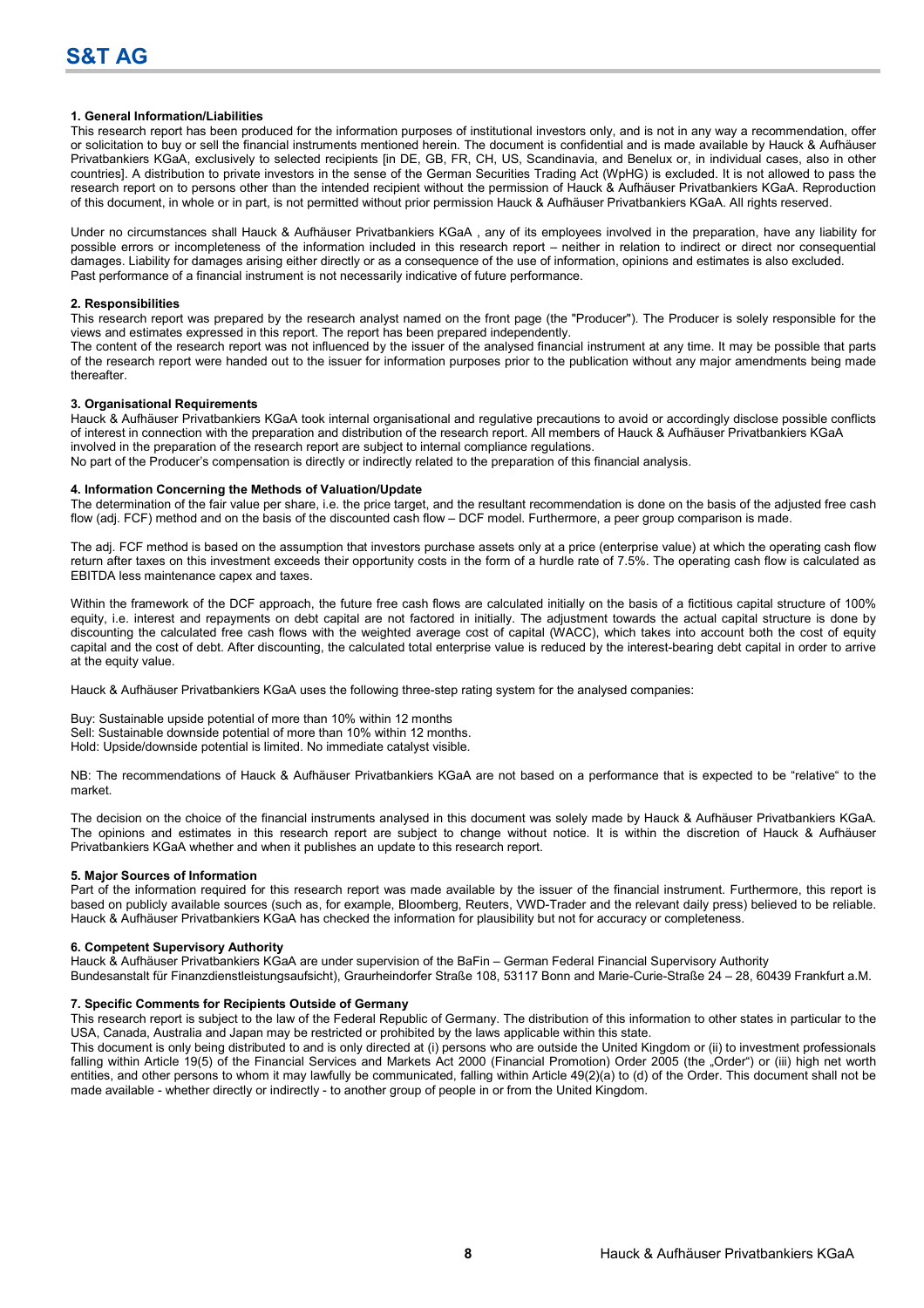**1. General Information/Liabilities**

This research report has been produced for the information purposes of institutional investors only, and is not in any way a recommendation, offer or solicitation to buy or sell the financial instruments mentioned herein. The document is confidential and is made available by Hauck & Aufhäuser Privatbankiers KGaA, exclusively to selected recipients [in DE, GB, FR, CH, US, Scandinavia, and Benelux or, in individual cases, also in other countries]. A distribution to private investors in the sense of the German Securities Trading Act (WpHG) is excluded. It is not allowed to pass the research report on to persons other than the intended recipient without the permission of Hauck & Aufhäuser Privatbankiers KGaA. Reproduction of this document, in whole or in part, is not permitted without prior permission Hauck & Aufhäuser Privatbankiers KGaA. All rights reserved.

Under no circumstances shall Hauck & Aufhäuser Privatbankiers KGaA , any of its employees involved in the preparation, have any liability for possible errors or incompleteness of the information included in this research report – neither in relation to indirect or direct nor consequential damages. Liability for damages arising either directly or as a consequence of the use of information, opinions and estimates is also excluded.
Past performance of a financial instrument is not necessarily indicative of future performance.

**2. Responsibilities**

This research report was prepared by the research analyst named on the front page (the "Producer"). The Producer is solely responsible for the views and estimates expressed in this report. The report has been prepared independently.
The content of the research report was not influenced by the issuer of the analysed financial instrument at any time. It may be possible that parts of the research report were handed out to the issuer for information purposes prior to the publication without any major amendments being made thereafter.

**3. Organisational Requirements**

Hauck & Aufhäuser Privatbankiers KGaA took internal organisational and regulative precautions to avoid or accordingly disclose possible conflicts of interest in connection with the preparation and distribution of the research report. All members of Hauck & Aufhäuser Privatbankiers KGaA involved in the preparation of the research report are subject to internal compliance regulations.
No part of the Producer's compensation is directly or indirectly related to the preparation of this financial analysis.

**4. Information Concerning the Methods of Valuation/Update**

The determination of the fair value per share, i.e. the price target, and the resultant recommendation is done on the basis of the adjusted free cash flow (adj. FCF) method and on the basis of the discounted cash flow – DCF model. Furthermore, a peer group comparison is made.

The adj. FCF method is based on the assumption that investors purchase assets only at a price (enterprise value) at which the operating cash flow return after taxes on this investment exceeds their opportunity costs in the form of a hurdle rate of 7.5%. The operating cash flow is calculated as EBITDA less maintenance capex and taxes.

Within the framework of the DCF approach, the future free cash flows are calculated initially on the basis of a fictitious capital structure of 100% equity, i.e. interest and repayments on debt capital are not factored in initially. The adjustment towards the actual capital structure is done by discounting the calculated free cash flows with the weighted average cost of capital (WACC), which takes into account both the cost of equity capital and the cost of debt. After discounting, the calculated total enterprise value is reduced by the interest-bearing debt capital in order to arrive at the equity value.

Hauck & Aufhäuser Privatbankiers KGaA uses the following three-step rating system for the analysed companies:

Buy: Sustainable upside potential of more than 10% within 12 months
Sell: Sustainable downside potential of more than 10% within 12 months.
Hold: Upside/downside potential is limited. No immediate catalyst visible.

NB: The recommendations of Hauck & Aufhäuser Privatbankiers KGaA are not based on a performance that is expected to be "relative" to the market.

The decision on the choice of the financial instruments analysed in this document was solely made by Hauck & Aufhäuser Privatbankiers KGaA. The opinions and estimates in this research report are subject to change without notice. It is within the discretion of Hauck & Aufhäuser Privatbankiers KGaA whether and when it publishes an update to this research report.

**5. Major Sources of Information**

Part of the information required for this research report was made available by the issuer of the financial instrument. Furthermore, this report is based on publicly available sources (such as, for example, Bloomberg, Reuters, VWD-Trader and the relevant daily press) believed to be reliable. Hauck & Aufhäuser Privatbankiers KGaA has checked the information for plausibility but not for accuracy or completeness.

**6. Competent Supervisory Authority**

Hauck & Aufhäuser Privatbankiers KGaA are under supervision of the BaFin – German Federal Financial Supervisory Authority
Bundesanstalt für Finanzdienstleistungsaufsicht), Graurheindorfer Straße 108, 53117 Bonn and Marie-Curie-Straße 24 – 28, 60439 Frankfurt a.M.

**7. Specific Comments for Recipients Outside of Germany**

This research report is subject to the law of the Federal Republic of Germany. The distribution of this information to other states in particular to the USA, Canada, Australia and Japan may be restricted or prohibited by the laws applicable within this state.
This document is only being distributed to and is only directed at (i) persons who are outside the United Kingdom or (ii) to investment professionals falling within Article 19(5) of the Financial Services and Markets Act 2000 (Financial Promotion) Order 2005 (the „Order") or (iii) high net worth entities, and other persons to whom it may lawfully be communicated, falling within Article 49(2)(a) to (d) of the Order. This document shall not be made available - whether directly or indirectly - to another group of people in or from the United Kingdom.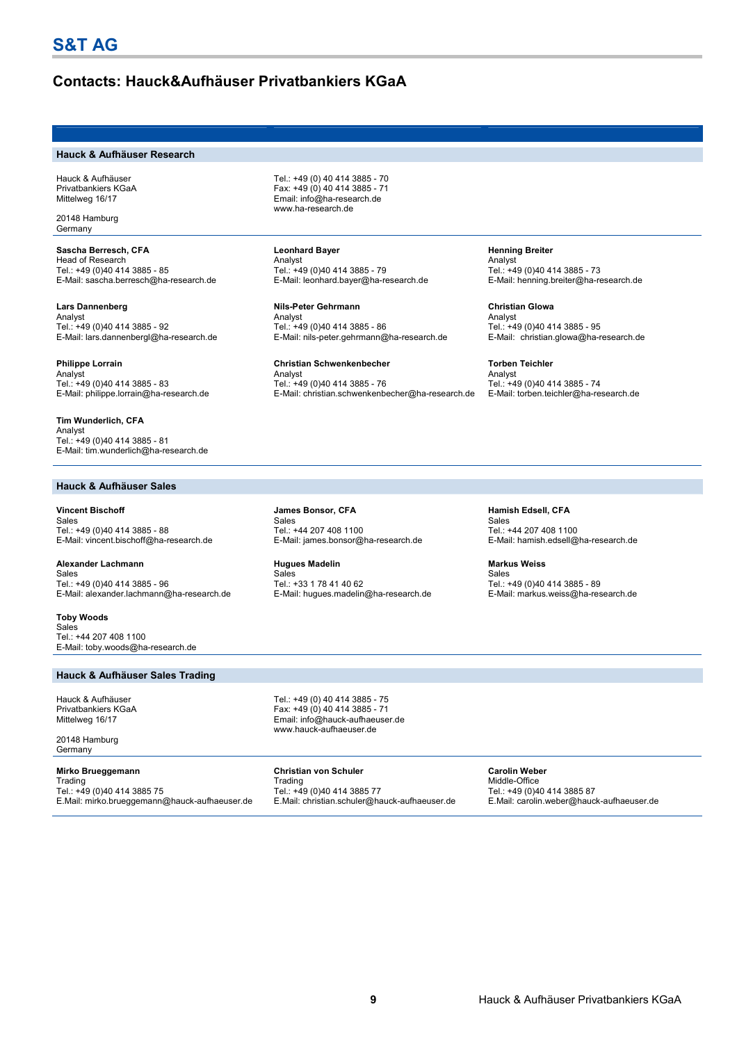## Contacts: Hauck&Aufhäuser Privatbankiers KGaA

### Hauck & Aufhäuser Research

Hauck & Aufhäuser
Privatbankiers KGaA
Mittelweg 16/17

20148 Hamburg
Germany

Tel.: +49 (0) 40 414 3885 - 70
Fax: +49 (0) 40 414 3885 - 71
Email: info@ha-research.de
www.ha-research.de

**Sascha Berresch, CFA**
Head of Research
Tel.: +49 (0)40 414 3885 - 85
E-Mail: sascha.berresch@ha-research.de

**Leonhard Bayer**
Analyst
Tel.: +49 (0)40 414 3885 - 79
E-Mail: leonhard.bayer@ha-research.de

**Henning Breiter**
Analyst
Tel.: +49 (0)40 414 3885 - 73
E-Mail: henning.breiter@ha-research.de

**Lars Dannenberg**
Analyst
Tel.: +49 (0)40 414 3885 - 92
E-Mail: lars.dannenbergl@ha-research.de

**Nils-Peter Gehrmann**
Analyst
Tel.: +49 (0)40 414 3885 - 86
E-Mail: nils-peter.gehrmann@ha-research.de

**Christian Glowa**
Analyst
Tel.: +49 (0)40 414 3885 - 95
E-Mail: christian.glowa@ha-research.de

**Philippe Lorrain**
Analyst
Tel.: +49 (0)40 414 3885 - 83
E-Mail: philippe.lorrain@ha-research.de

**Christian Schwenkenbecher**
Analyst
Tel.: +49 (0)40 414 3885 - 76
E-Mail: christian.schwenkenbecher@ha-research.de

**Torben Teichler**
Analyst
Tel.: +49 (0)40 414 3885 - 74
E-Mail: torben.teichler@ha-research.de

**Tim Wunderlich, CFA**
Analyst
Tel.: +49 (0)40 414 3885 - 81
E-Mail: tim.wunderlich@ha-research.de

### Hauck & Aufhäuser Sales

**Vincent Bischoff**
Sales
Tel.: +49 (0)40 414 3885 - 88
E-Mail: vincent.bischoff@ha-research.de

**James Bonsor, CFA**
Sales
Tel.: +44 207 408 1100
E-Mail: james.bonsor@ha-research.de

**Hamish Edsell, CFA**
Sales
Tel.: +44 207 408 1100
E-Mail: hamish.edsell@ha-research.de

**Alexander Lachmann**
Sales
Tel.: +49 (0)40 414 3885 - 96
E-Mail: alexander.lachmann@ha-research.de

**Hugues Madelin**
Sales
Tel.: +33 1 78 41 40 62
E-Mail: hugues.madelin@ha-research.de

**Markus Weiss**
Sales
Tel.: +49 (0)40 414 3885 - 89
E-Mail: markus.weiss@ha-research.de

**Toby Woods**
Sales
Tel.: +44 207 408 1100
E-Mail: toby.woods@ha-research.de

### Hauck & Aufhäuser Sales Trading

Hauck & Aufhäuser
Privatbankiers KGaA
Mittelweg 16/17

20148 Hamburg
Germany

Tel.: +49 (0) 40 414 3885 - 75
Fax: +49 (0) 40 414 3885 - 71
Email: info@hauck-aufhaeuser.de
www.hauck-aufhaeuser.de

**Mirko Brueggemann**
Trading
Tel.: +49 (0)40 414 3885 75
E.Mail: mirko.brueggemann@hauck-aufhaeuser.de

**Christian von Schuler**
Trading
Tel.: +49 (0)40 414 3885 77
E.Mail: christian.schuler@hauck-aufhaeuser.de

**Carolin Weber**
Middle-Office
Tel.: +49 (0)40 414 3885 87
E.Mail: carolin.weber@hauck-aufhaeuser.de